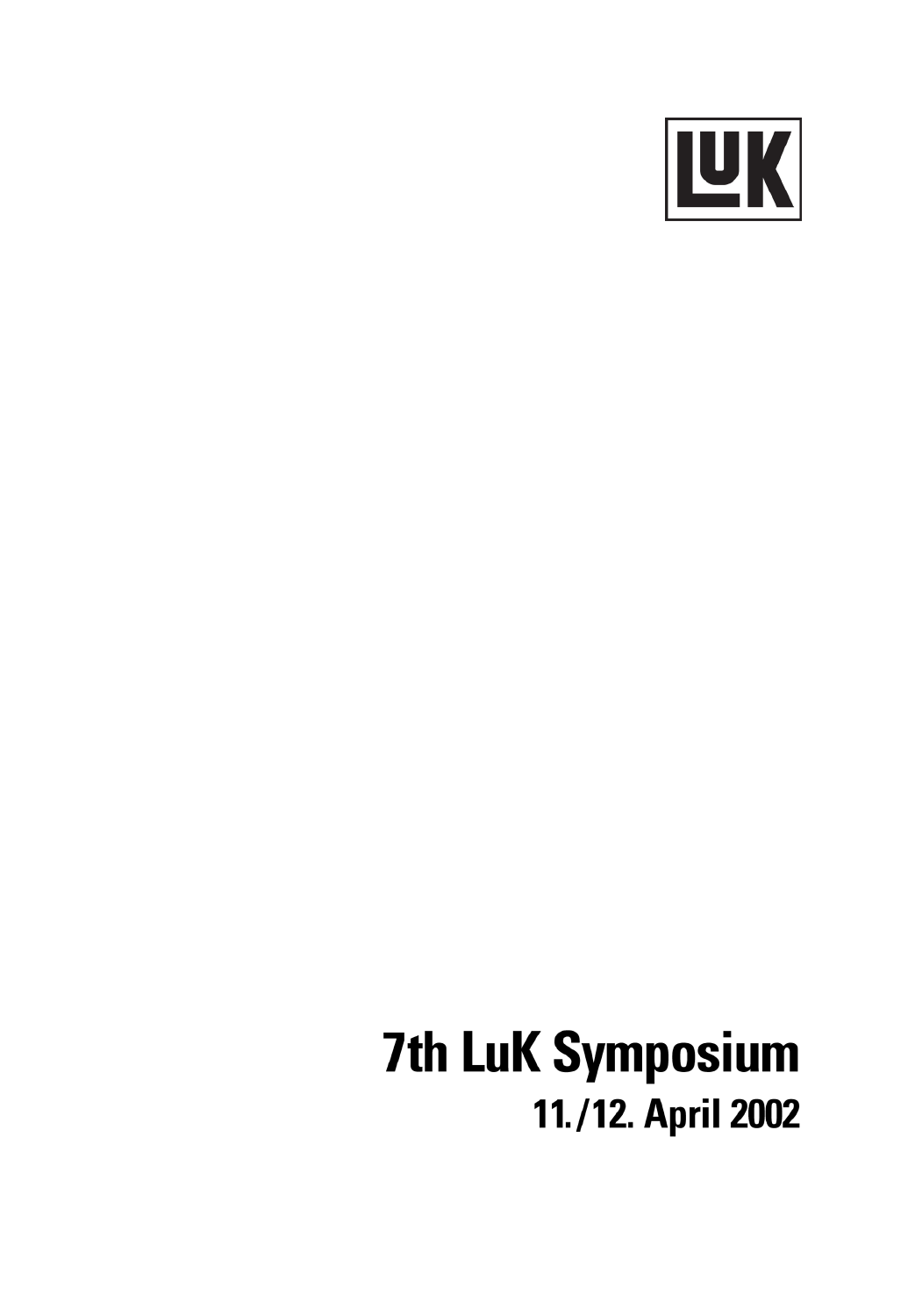LUK

# 7th LuK Symposium

## 11./12. April 2002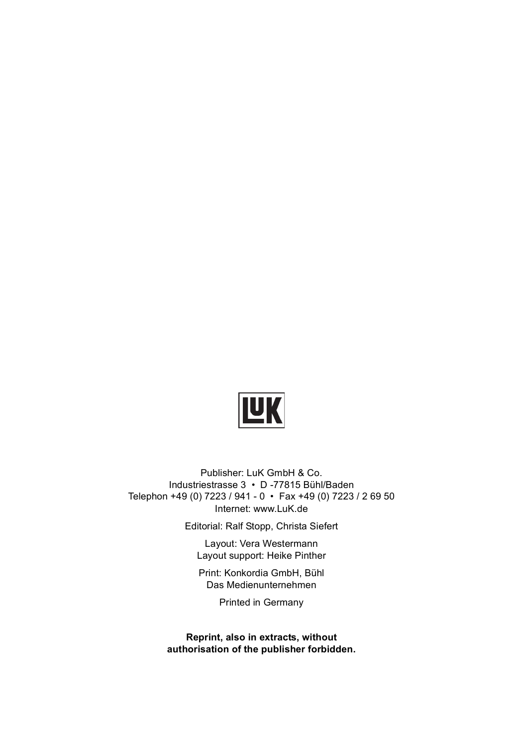LuK

Publisher: LuK GmbH & Co.
Industriestrasse 3 • D -77815 Bühl/Baden
Telephon +49 (0) 7223 / 941 - 0 • Fax +49 (0) 7223 / 2 69 50
Internet: www.LuK.de

Editorial: Ralf Stopp, Christa Siefert

Layout: Vera Westermann
Layout support: Heike Pinther

Print: Konkordia GmbH, Bühl
Das Medienunternehmen

Printed in Germany

**Reprint, also in extracts, without authorisation of the publisher forbidden.**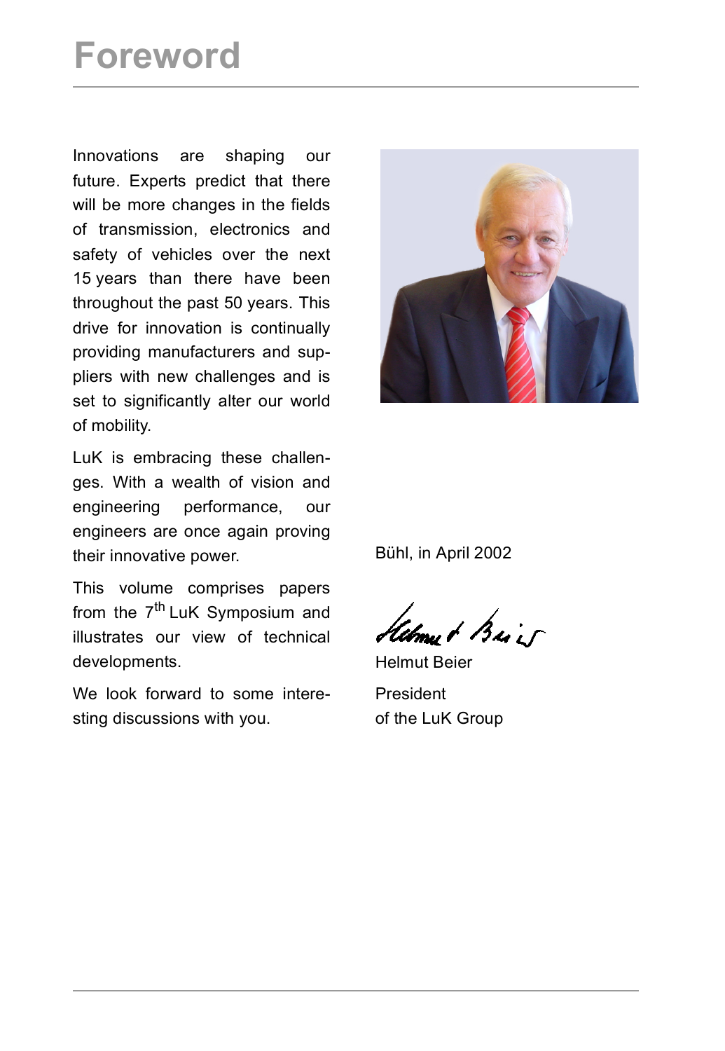# Foreword

Innovations are shaping our future. Experts predict that there will be more changes in the fields of transmission, electronics and safety of vehicles over the next 15 years than there have been throughout the past 50 years. This drive for innovation is continually providing manufacturers and suppliers with new challenges and is set to significantly alter our world of mobility.

LuK is embracing these challenges. With a wealth of vision and engineering performance, our engineers are once again proving their innovative power.

This volume comprises papers from the 7th LuK Symposium and illustrates our view of technical developments.

We look forward to some interesting discussions with you.

Bühl, in April 2002

Helmut Beier

President
of the LuK Group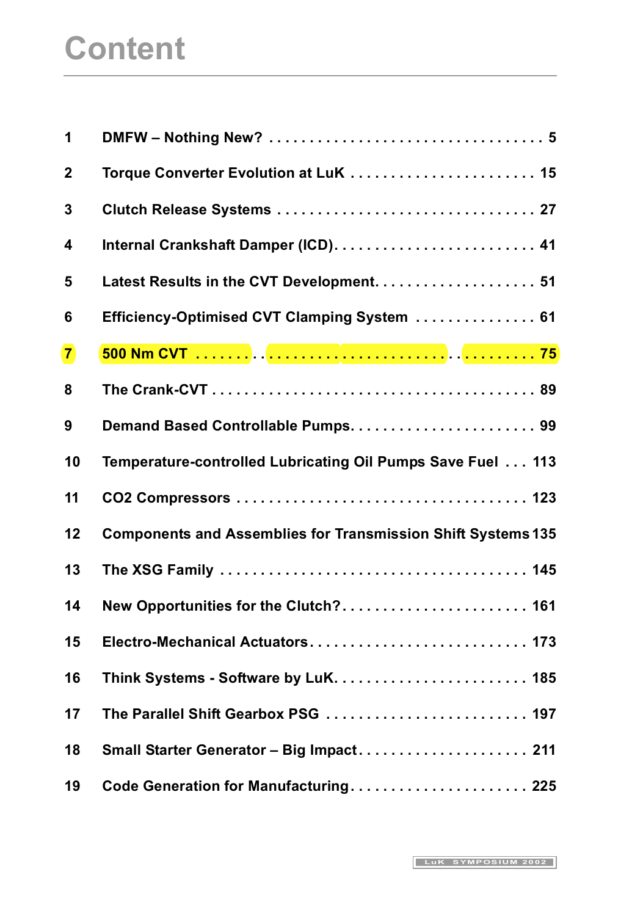# Content

| | | |
|---|---|---|
| 1 | DMFW – Nothing New? | 5 |
| 2 | Torque Converter Evolution at LuK | 15 |
| 3 | Clutch Release Systems | 27 |
| 4 | Internal Crankshaft Damper (ICD) | 41 |
| 5 | Latest Results in the CVT Development | 51 |
| 6 | Efficiency-Optimised CVT Clamping System | 61 |
| 7 | 500 Nm CVT | 75 |
| 8 | The Crank-CVT | 89 |
| 9 | Demand Based Controllable Pumps | 99 |
| 10 | Temperature-controlled Lubricating Oil Pumps Save Fuel | 113 |
| 11 | CO2 Compressors | 123 |
| 12 | Components and Assemblies for Transmission Shift Systems | 135 |
| 13 | The XSG Family | 145 |
| 14 | New Opportunities for the Clutch? | 161 |
| 15 | Electro-Mechanical Actuators | 173 |
| 16 | Think Systems - Software by LuK | 185 |
| 17 | The Parallel Shift Gearbox PSG | 197 |
| 18 | Small Starter Generator – Big Impact | 211 |
| 19 | Code Generation for Manufacturing | 225 |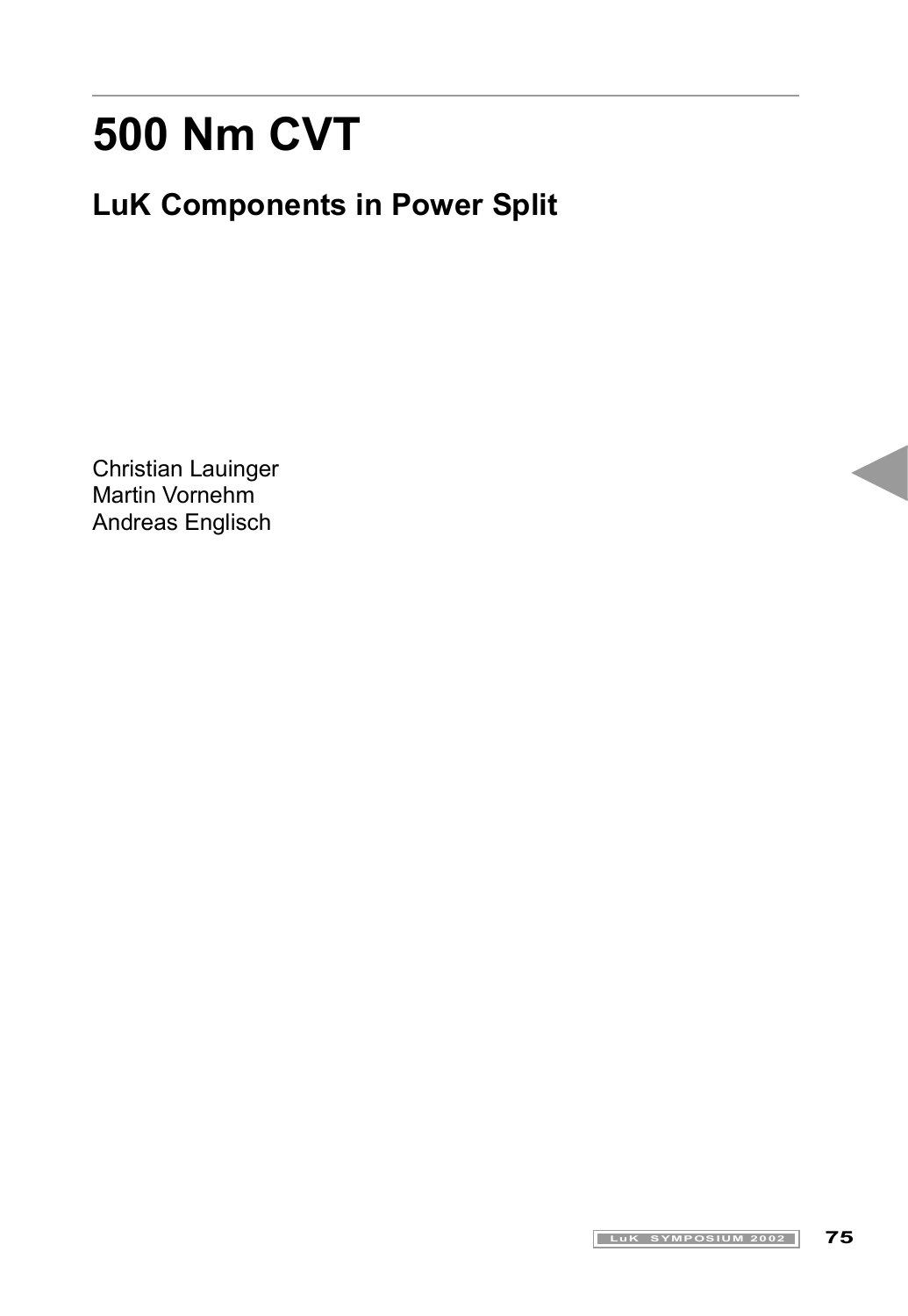# 500 Nm CVT

## LuK Components in Power Split

Christian Lauinger
Martin Vornehm
Andreas Englisch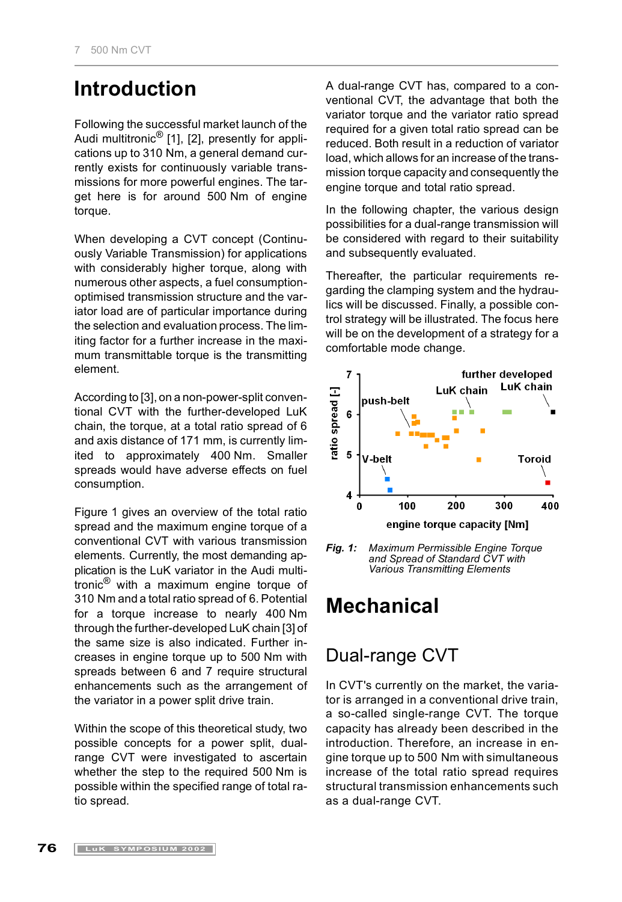# Introduction

Following the successful market launch of the Audi multitronic® [1], [2], presently for applications up to 310 Nm, a general demand currently exists for continuously variable transmissions for more powerful engines. The target here is for around 500 Nm of engine torque.

When developing a CVT concept (Continuously Variable Transmission) for applications with considerably higher torque, along with numerous other aspects, a fuel consumption-optimised transmission structure and the variator load are of particular importance during the selection and evaluation process. The limiting factor for a further increase in the maximum transmittable torque is the transmitting element.

According to [3], on a non-power-split conventional CVT with the further-developed LuK chain, the torque, at a total ratio spread of 6 and axis distance of 171 mm, is currently limited to approximately 400 Nm. Smaller spreads would have adverse effects on fuel consumption.

Figure 1 gives an overview of the total ratio spread and the maximum engine torque of a conventional CVT with various transmission elements. Currently, the most demanding application is the LuK variator in the Audi multitronic® with a maximum engine torque of 310 Nm and a total ratio spread of 6. Potential for a torque increase to nearly 400 Nm through the further-developed LuK chain [3] of the same size is also indicated. Further increases in engine torque up to 500 Nm with spreads between 6 and 7 require structural enhancements such as the arrangement of the variator in a power split drive train.

Within the scope of this theoretical study, two possible concepts for a power split, dual-range CVT were investigated to ascertain whether the step to the required 500 Nm is possible within the specified range of total ratio spread.

A dual-range CVT has, compared to a conventional CVT, the advantage that both the variator torque and the variator ratio spread required for a given total ratio spread can be reduced. Both result in a reduction of variator load, which allows for an increase of the transmission torque capacity and consequently the engine torque and total ratio spread.

In the following chapter, the various design possibilities for a dual-range transmission will be considered with regard to their suitability and subsequently evaluated.

Thereafter, the particular requirements regarding the clamping system and the hydraulics will be discussed. Finally, a possible control strategy will be illustrated. The focus here will be on the development of a strategy for a comfortable mode change.

*Fig. 1: Maximum Permissible Engine Torque and Spread of Standard CVT with Various Transmitting Elements*

# Mechanical

## Dual-range CVT

In CVT's currently on the market, the variator is arranged in a conventional drive train, a so-called single-range CVT. The torque capacity has already been described in the introduction. Therefore, an increase in engine torque up to 500 Nm with simultaneous increase of the total ratio spread requires structural transmission enhancements such as a dual-range CVT.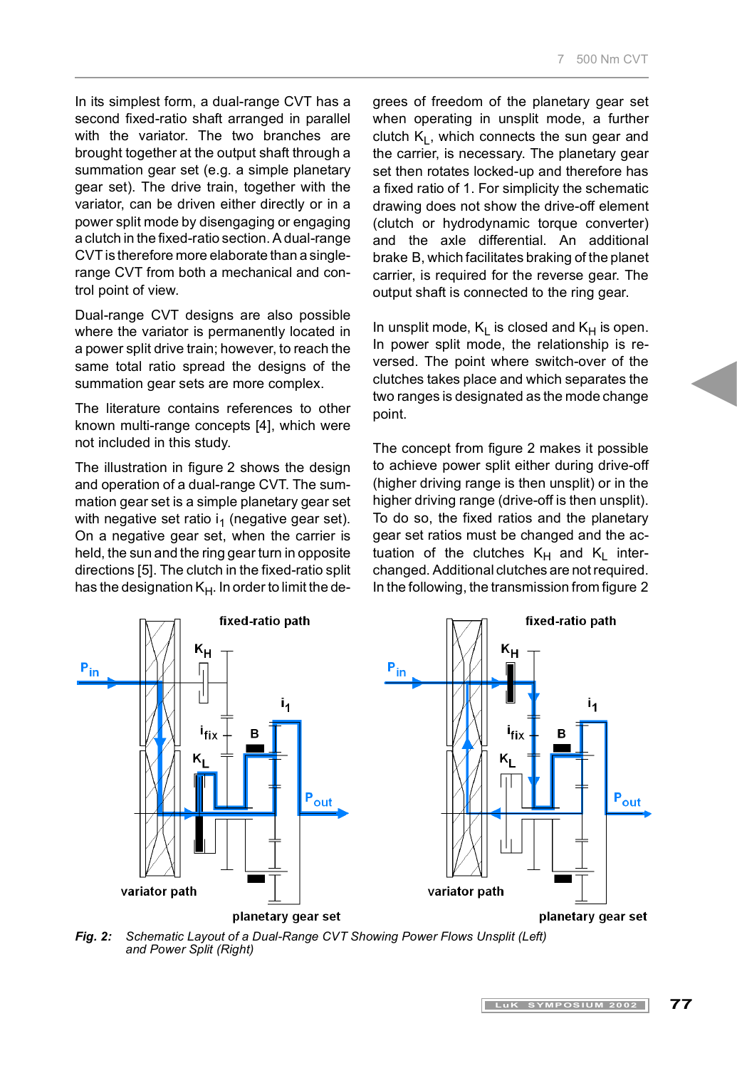In its simplest form, a dual-range CVT has a second fixed-ratio shaft arranged in parallel with the variator. The two branches are brought together at the output shaft through a summation gear set (e.g. a simple planetary gear set). The drive train, together with the variator, can be driven either directly or in a power split mode by disengaging or engaging a clutch in the fixed-ratio section. A dual-range CVT is therefore more elaborate than a single-range CVT from both a mechanical and control point of view.

Dual-range CVT designs are also possible where the variator is permanently located in a power split drive train; however, to reach the same total ratio spread the designs of the summation gear sets are more complex.

The literature contains references to other known multi-range concepts [4], which were not included in this study.

The illustration in figure 2 shows the design and operation of a dual-range CVT. The summation gear set is a simple planetary gear set with negative set ratio $i_1$ (negative gear set). On a negative gear set, when the carrier is held, the sun and the ring gear turn in opposite directions [5]. The clutch in the fixed-ratio split has the designation $K_H$. In order to limit the degrees of freedom of the planetary gear set when operating in unsplit mode, a further clutch $K_L$, which connects the sun gear and the carrier, is necessary. The planetary gear set then rotates locked-up and therefore has a fixed ratio of 1. For simplicity the schematic drawing does not show the drive-off element (clutch or hydrodynamic torque converter) and the axle differential. An additional brake B, which facilitates braking of the planet carrier, is required for the reverse gear. The output shaft is connected to the ring gear.

In unsplit mode, $K_L$ is closed and $K_H$ is open. In power split mode, the relationship is reversed. The point where switch-over of the clutches takes place and which separates the two ranges is designated as the mode change point.

The concept from figure 2 makes it possible to achieve power split either during drive-off (higher driving range is then unsplit) or in the higher driving range (drive-off is then unsplit). To do so, the fixed ratios and the planetary gear set ratios must be changed and the actuation of the clutches $K_H$ and $K_L$ interchanged. Additional clutches are not required. In the following, the transmission from figure 2

*Fig. 2: Schematic Layout of a Dual-Range CVT Showing Power Flows Unsplit (Left) and Power Split (Right)*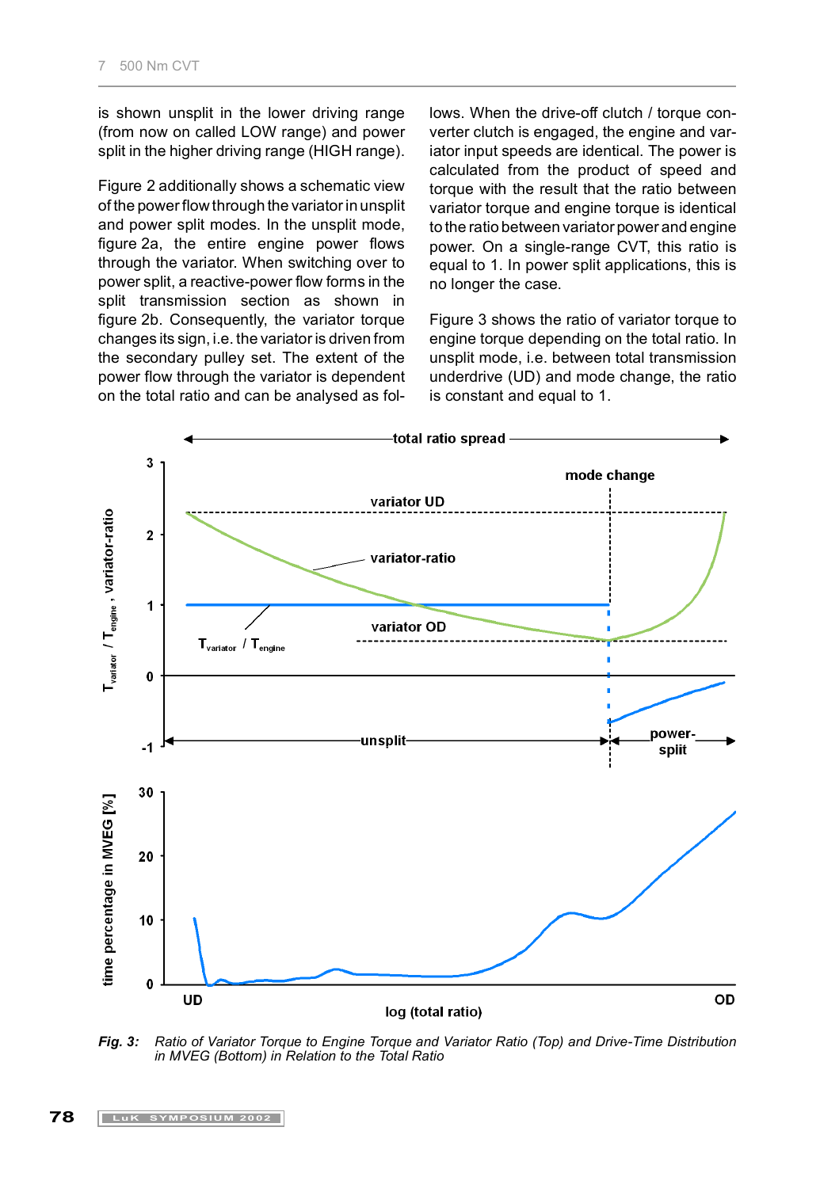is shown unsplit in the lower driving range (from now on called LOW range) and power split in the higher driving range (HIGH range).

Figure 2 additionally shows a schematic view of the power flow through the variator in unsplit and power split modes. In the unsplit mode, figure 2a, the entire engine power flows through the variator. When switching over to power split, a reactive-power flow forms in the split transmission section as shown in figure 2b. Consequently, the variator torque changes its sign, i.e. the variator is driven from the secondary pulley set. The extent of the power flow through the variator is dependent on the total ratio and can be analysed as follows. When the drive-off clutch / torque converter clutch is engaged, the engine and variator input speeds are identical. The power is calculated from the product of speed and torque with the result that the ratio between variator torque and engine torque is identical to the ratio between variator power and engine power. On a single-range CVT, this ratio is equal to 1. In power split applications, this is no longer the case.

Figure 3 shows the ratio of variator torque to engine torque depending on the total ratio. In unsplit mode, i.e. between total transmission underdrive (UD) and mode change, the ratio is constant and equal to 1.

*Fig. 3: Ratio of Variator Torque to Engine Torque and Variator Ratio (Top) and Drive-Time Distribution in MVEG (Bottom) in Relation to the Total Ratio*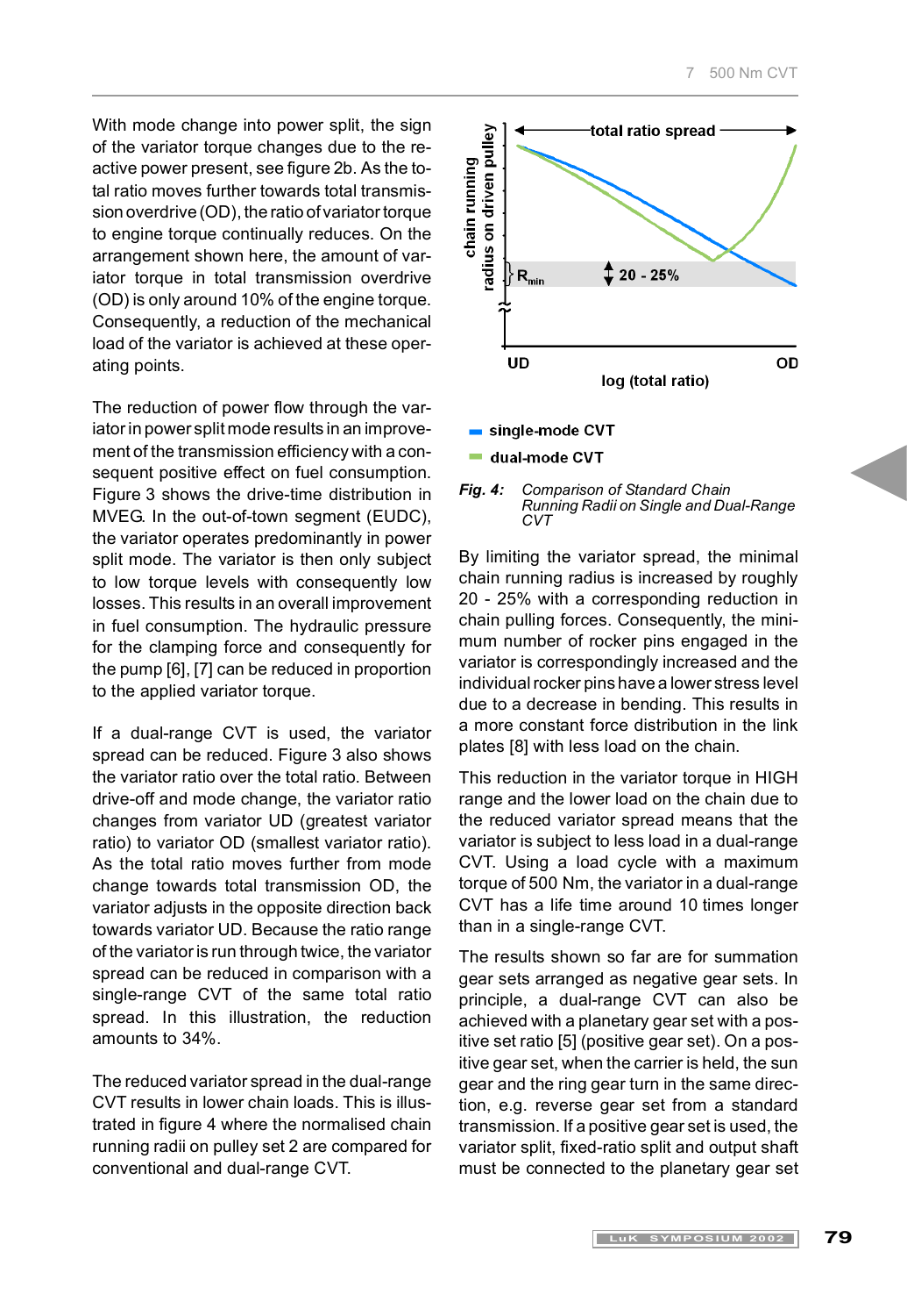With mode change into power split, the sign of the variator torque changes due to the reactive power present, see figure 2b. As the total ratio moves further towards total transmission overdrive (OD), the ratio of variator torque to engine torque continually reduces. On the arrangement shown here, the amount of variator torque in total transmission overdrive (OD) is only around 10% of the engine torque. Consequently, a reduction of the mechanical load of the variator is achieved at these operating points.

The reduction of power flow through the variator in power split mode results in an improvement of the transmission efficiency with a consequent positive effect on fuel consumption. Figure 3 shows the drive-time distribution in MVEG. In the out-of-town segment (EUDC), the variator operates predominantly in power split mode. The variator is then only subject to low torque levels with consequently low losses. This results in an overall improvement in fuel consumption. The hydraulic pressure for the clamping force and consequently for the pump [6], [7] can be reduced in proportion to the applied variator torque.

If a dual-range CVT is used, the variator spread can be reduced. Figure 3 also shows the variator ratio over the total ratio. Between drive-off and mode change, the variator ratio changes from variator UD (greatest variator ratio) to variator OD (smallest variator ratio). As the total ratio moves further from mode change towards total transmission OD, the variator adjusts in the opposite direction back towards variator UD. Because the ratio range of the variator is run through twice, the variator spread can be reduced in comparison with a single-range CVT of the same total ratio spread. In this illustration, the reduction amounts to 34%.

The reduced variator spread in the dual-range CVT results in lower chain loads. This is illustrated in figure 4 where the normalised chain running radii on pulley set 2 are compared for conventional and dual-range CVT.

*Fig. 4:* *Comparison of Standard Chain Running Radii on Single and Dual-Range CVT*

By limiting the variator spread, the minimal chain running radius is increased by roughly 20 - 25% with a corresponding reduction in chain pulling forces. Consequently, the minimum number of rocker pins engaged in the variator is correspondingly increased and the individual rocker pins have a lower stress level due to a decrease in bending. This results in a more constant force distribution in the link plates [8] with less load on the chain.

This reduction in the variator torque in HIGH range and the lower load on the chain due to the reduced variator spread means that the variator is subject to less load in a dual-range CVT. Using a load cycle with a maximum torque of 500 Nm, the variator in a dual-range CVT has a life time around 10 times longer than in a single-range CVT.

The results shown so far are for summation gear sets arranged as negative gear sets. In principle, a dual-range CVT can also be achieved with a planetary gear set with a positive set ratio [5] (positive gear set). On a positive gear set, when the carrier is held, the sun gear and the ring gear turn in the same direction, e.g. reverse gear set from a standard transmission. If a positive gear set is used, the variator split, fixed-ratio split and output shaft must be connected to the planetary gear set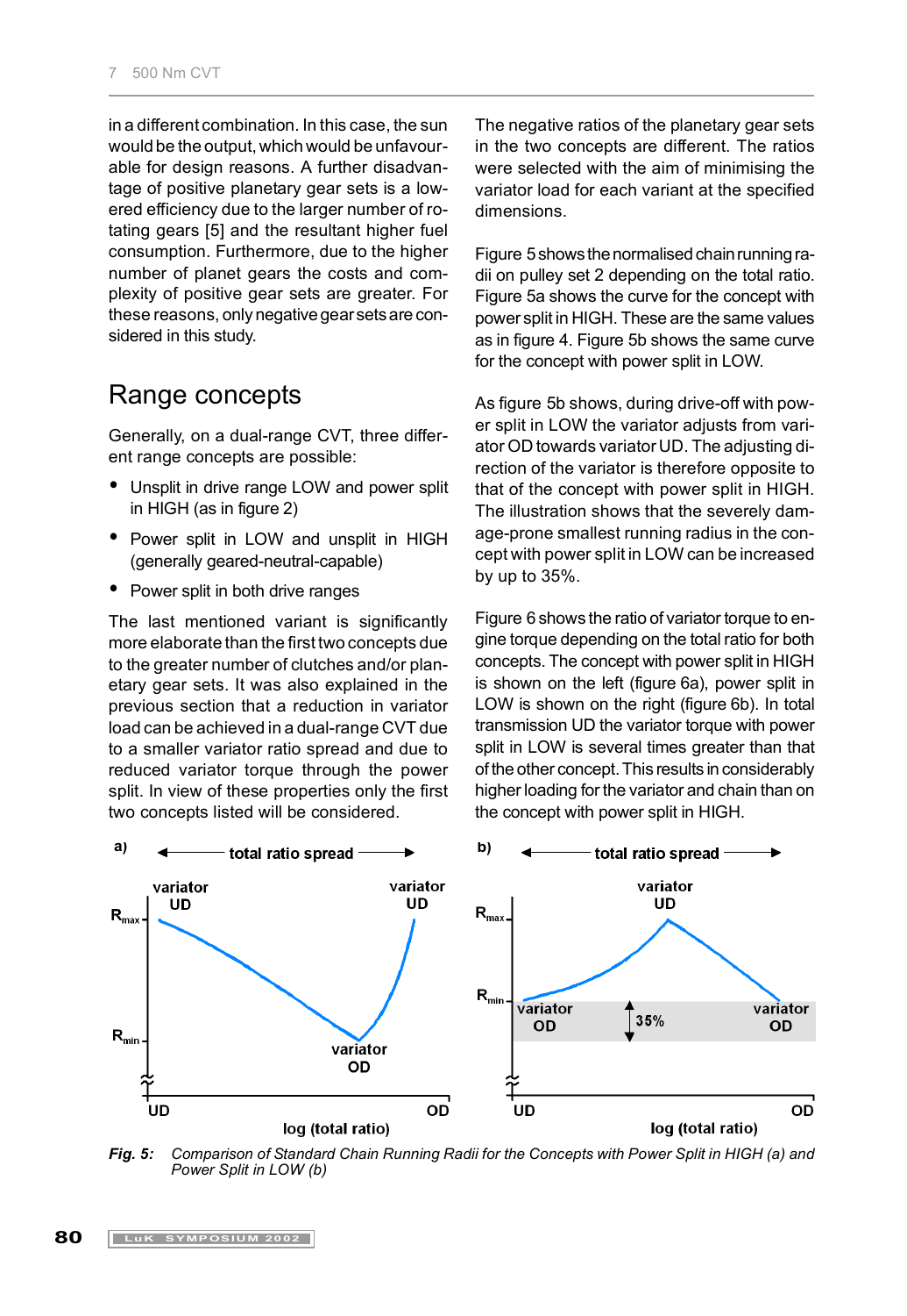in a different combination. In this case, the sun would be the output, which would be unfavourable for design reasons. A further disadvantage of positive planetary gear sets is a lowered efficiency due to the larger number of rotating gears [5] and the resultant higher fuel consumption. Furthermore, due to the higher number of planet gears the costs and complexity of positive gear sets are greater. For these reasons, only negative gear sets are considered in this study.

## Range concepts

Generally, on a dual-range CVT, three different range concepts are possible:

- Unsplit in drive range LOW and power split in HIGH (as in figure 2)
- Power split in LOW and unsplit in HIGH (generally geared-neutral-capable)
- Power split in both drive ranges

The last mentioned variant is significantly more elaborate than the first two concepts due to the greater number of clutches and/or planetary gear sets. It was also explained in the previous section that a reduction in variator load can be achieved in a dual-range CVT due to a smaller variator ratio spread and due to reduced variator torque through the power split. In view of these properties only the first two concepts listed will be considered.

The negative ratios of the planetary gear sets in the two concepts are different. The ratios were selected with the aim of minimising the variator load for each variant at the specified dimensions.

Figure 5 shows the normalised chain running radii on pulley set 2 depending on the total ratio. Figure 5a shows the curve for the concept with power split in HIGH. These are the same values as in figure 4. Figure 5b shows the same curve for the concept with power split in LOW.

As figure 5b shows, during drive-off with power split in LOW the variator adjusts from variator OD towards variator UD. The adjusting direction of the variator is therefore opposite to that of the concept with power split in HIGH. The illustration shows that the severely damage-prone smallest running radius in the concept with power split in LOW can be increased by up to 35%.

Figure 6 shows the ratio of variator torque to engine torque depending on the total ratio for both concepts. The concept with power split in HIGH is shown on the left (figure 6a), power split in LOW is shown on the right (figure 6b). In total transmission UD the variator torque with power split in LOW is several times greater than that of the other concept. This results in considerably higher loading for the variator and chain than on the concept with power split in HIGH.

*Fig. 5: Comparison of Standard Chain Running Radii for the Concepts with Power Split in HIGH (a) and Power Split in LOW (b)*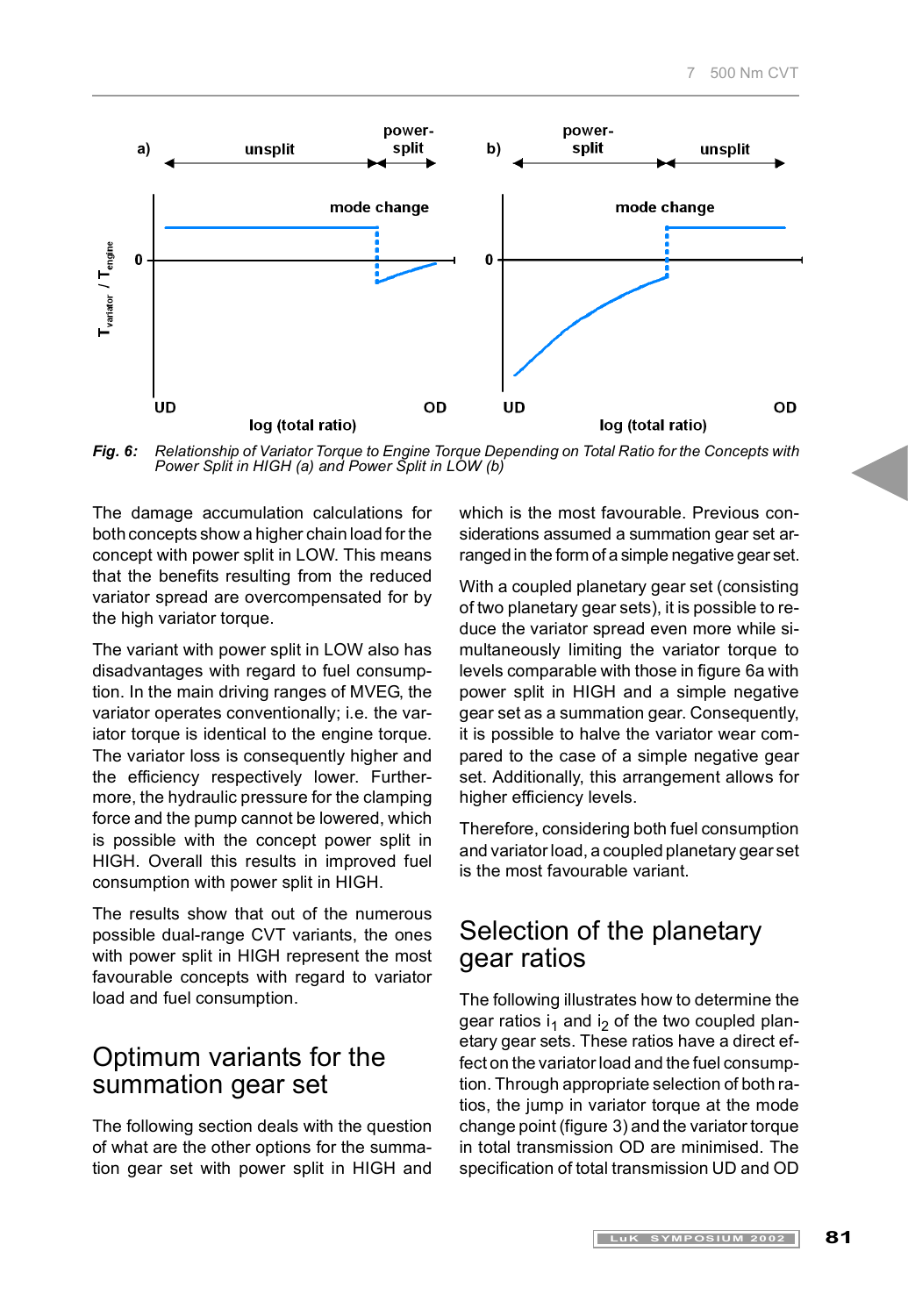*Fig. 6: Relationship of Variator Torque to Engine Torque Depending on Total Ratio for the Concepts with Power Split in HIGH (a) and Power Split in LOW (b)*

The damage accumulation calculations for both concepts show a higher chain load for the concept with power split in LOW. This means that the benefits resulting from the reduced variator spread are overcompensated for by the high variator torque.

The variant with power split in LOW also has disadvantages with regard to fuel consumption. In the main driving ranges of MVEG, the variator operates conventionally; i.e. the variator torque is identical to the engine torque. The variator loss is consequently higher and the efficiency respectively lower. Furthermore, the hydraulic pressure for the clamping force and the pump cannot be lowered, which is possible with the concept power split in HIGH. Overall this results in improved fuel consumption with power split in HIGH.

The results show that out of the numerous possible dual-range CVT variants, the ones with power split in HIGH represent the most favourable concepts with regard to variator load and fuel consumption.

## Optimum variants for the summation gear set

The following section deals with the question of what are the other options for the summation gear set with power split in HIGH and which is the most favourable. Previous considerations assumed a summation gear set arranged in the form of a simple negative gear set.

With a coupled planetary gear set (consisting of two planetary gear sets), it is possible to reduce the variator spread even more while simultaneously limiting the variator torque to levels comparable with those in figure 6a with power split in HIGH and a simple negative gear set as a summation gear. Consequently, it is possible to halve the variator wear compared to the case of a simple negative gear set. Additionally, this arrangement allows for higher efficiency levels.

Therefore, considering both fuel consumption and variator load, a coupled planetary gear set is the most favourable variant.

## Selection of the planetary gear ratios

The following illustrates how to determine the gear ratios $i_1$ and $i_2$ of the two coupled planetary gear sets. These ratios have a direct effect on the variator load and the fuel consumption. Through appropriate selection of both ratios, the jump in variator torque at the mode change point (figure 3) and the variator torque in total transmission OD are minimised. The specification of total transmission UD and OD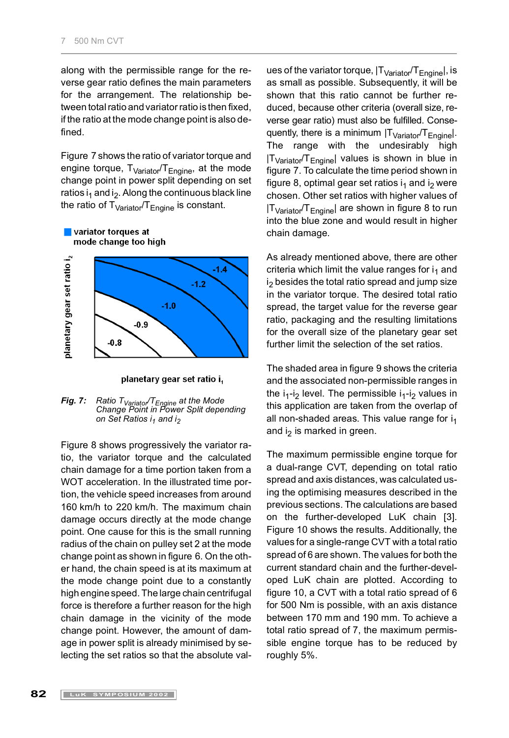along with the permissible range for the reverse gear ratio defines the main parameters for the arrangement. The relationship between total ratio and variator ratio is then fixed, if the ratio at the mode change point is also defined.

Figure 7 shows the ratio of variator torque and engine torque, $T_{Variator}/T_{Engine}$, at the mode change point in power split depending on set ratios $i_1$ and $i_2$. Along the continuous black line the ratio of $T_{Variator}/T_{Engine}$ is constant.

*Fig. 7:* *Ratio $T_{Variator}/T_{Engine}$ at the Mode Change Point in Power Split depending on Set Ratios $i_1$ and $i_2$*

Figure 8 shows progressively the variator ratio, the variator torque and the calculated chain damage for a time portion taken from a WOT acceleration. In the illustrated time portion, the vehicle speed increases from around 160 km/h to 220 km/h. The maximum chain damage occurs directly at the mode change point. One cause for this is the small running radius of the chain on pulley set 2 at the mode change point as shown in figure 6. On the other hand, the chain speed is at its maximum at the mode change point due to a constantly high engine speed. The large chain centrifugal force is therefore a further reason for the high chain damage in the vicinity of the mode change point. However, the amount of damage in power split is already minimised by selecting the set ratios so that the absolute values of the variator torque, $|T_{Variator}/T_{Engine}|$, is as small as possible. Subsequently, it will be shown that this ratio cannot be further reduced, because other criteria (overall size, reverse gear ratio) must also be fulfilled. Consequently, there is a minimum $|T_{Variator}/T_{Engine}|$. The range with the undesirably high $|T_{Variator}/T_{Engine}|$ values is shown in blue in figure 7. To calculate the time period shown in figure 8, optimal gear set ratios $i_1$ and $i_2$ were chosen. Other set ratios with higher values of $|T_{Variator}/T_{Engine}|$ are shown in figure 8 to run into the blue zone and would result in higher chain damage.

As already mentioned above, there are other criteria which limit the value ranges for $i_1$ and $i_2$ besides the total ratio spread and jump size in the variator torque. The desired total ratio spread, the target value for the reverse gear ratio, packaging and the resulting limitations for the overall size of the planetary gear set further limit the selection of the set ratios.

The shaded area in figure 9 shows the criteria and the associated non-permissible ranges in the $i_1$-$i_2$ level. The permissible $i_1$-$i_2$ values in this application are taken from the overlap of all non-shaded areas. This value range for $i_1$ and $i_2$ is marked in green.

The maximum permissible engine torque for a dual-range CVT, depending on total ratio spread and axis distances, was calculated using the optimising measures described in the previous sections. The calculations are based on the further-developed LuK chain [3]. Figure 10 shows the results. Additionally, the values for a single-range CVT with a total ratio spread of 6 are shown. The values for both the current standard chain and the further-developed LuK chain are plotted. According to figure 10, a CVT with a total ratio spread of 6 for 500 Nm is possible, with an axis distance between 170 mm and 190 mm. To achieve a total ratio spread of 7, the maximum permissible engine torque has to be reduced by roughly 5%.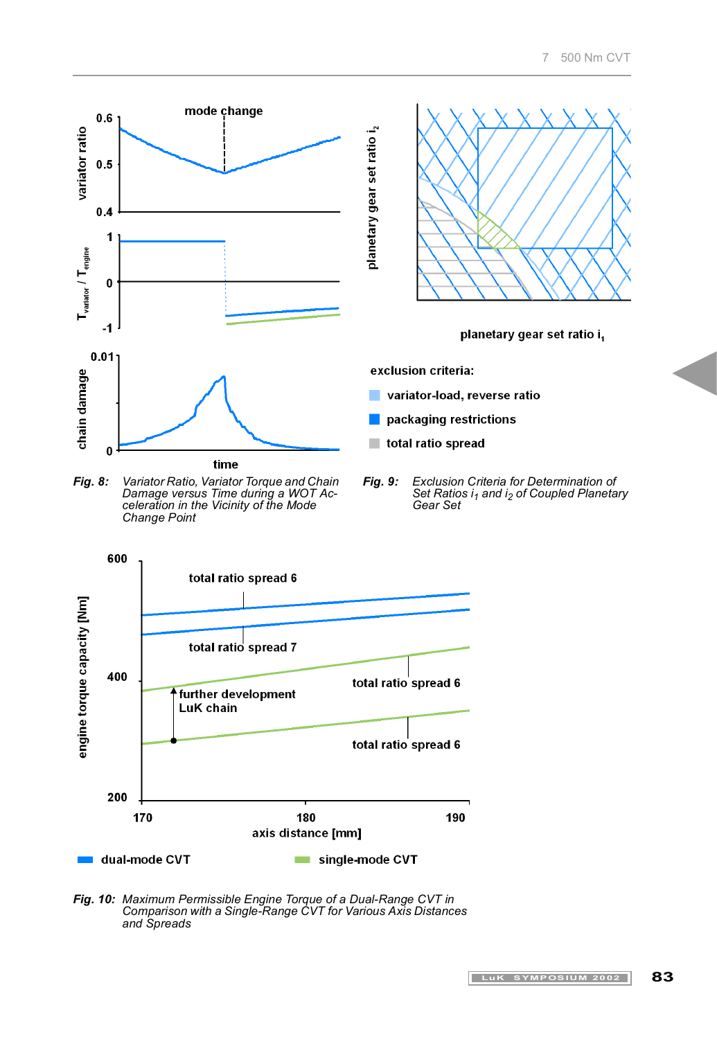**Fig. 8:** *Variator Ratio, Variator Torque and Chain Damage versus Time during a WOT Acceleration in the Vicinity of the Mode Change Point*

exclusion criteria:

- variator-load, reverse ratio
- packaging restrictions
- total ratio spread

**Fig. 9:** *Exclusion Criteria for Determination of Set Ratios $i_1$ and $i_2$ of Coupled Planetary Gear Set*

**Fig. 10:** *Maximum Permissible Engine Torque of a Dual-Range CVT in Comparison with a Single-Range CVT for Various Axis Distances and Spreads*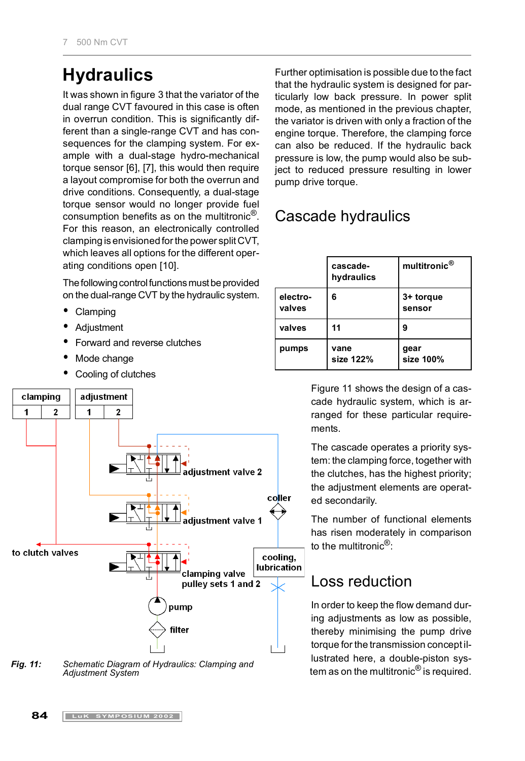# Hydraulics

It was shown in figure 3 that the variator of the dual range CVT favoured in this case is often in overrun condition. This is significantly different than a single-range CVT and has consequences for the clamping system. For example with a dual-stage hydro-mechanical torque sensor [6], [7], this would then require a layout compromise for both the overrun and drive conditions. Consequently, a dual-stage torque sensor would no longer provide fuel consumption benefits as on the multitronic®. For this reason, an electronically controlled clamping is envisioned for the power split CVT, which leaves all options for the different operating conditions open [10].

The following control functions must be provided on the dual-range CVT by the hydraulic system.

- Clamping
- Adjustment
- Forward and reverse clutches
- Mode change
- Cooling of clutches

*Fig. 11:* *Schematic Diagram of Hydraulics: Clamping and Adjustment System*

Further optimisation is possible due to the fact that the hydraulic system is designed for particularly low back pressure. In power split mode, as mentioned in the previous chapter, the variator is driven with only a fraction of the engine torque. Therefore, the clamping force can also be reduced. If the hydraulic back pressure is low, the pump would also be subject to reduced pressure resulting in lower pump drive torque.

## Cascade hydraulics

| | **cascade-hydraulics** | **multitronic®** |
|---|---|---|
| **electro-valves** | **6** | **3+ torque sensor** |
| **valves** | **11** | **9** |
| **pumps** | **vane size 122%** | **gear size 100%** |

Figure 11 shows the design of a cascade hydraulic system, which is arranged for these particular requirements.

The cascade operates a priority system: the clamping force, together with the clutches, has the highest priority; the adjustment elements are operated secondarily.

The number of functional elements has risen moderately in comparison to the multitronic®:

## Loss reduction

In order to keep the flow demand during adjustments as low as possible, thereby minimising the pump drive torque for the transmission concept illustrated here, a double-piston system as on the multitronic® is required.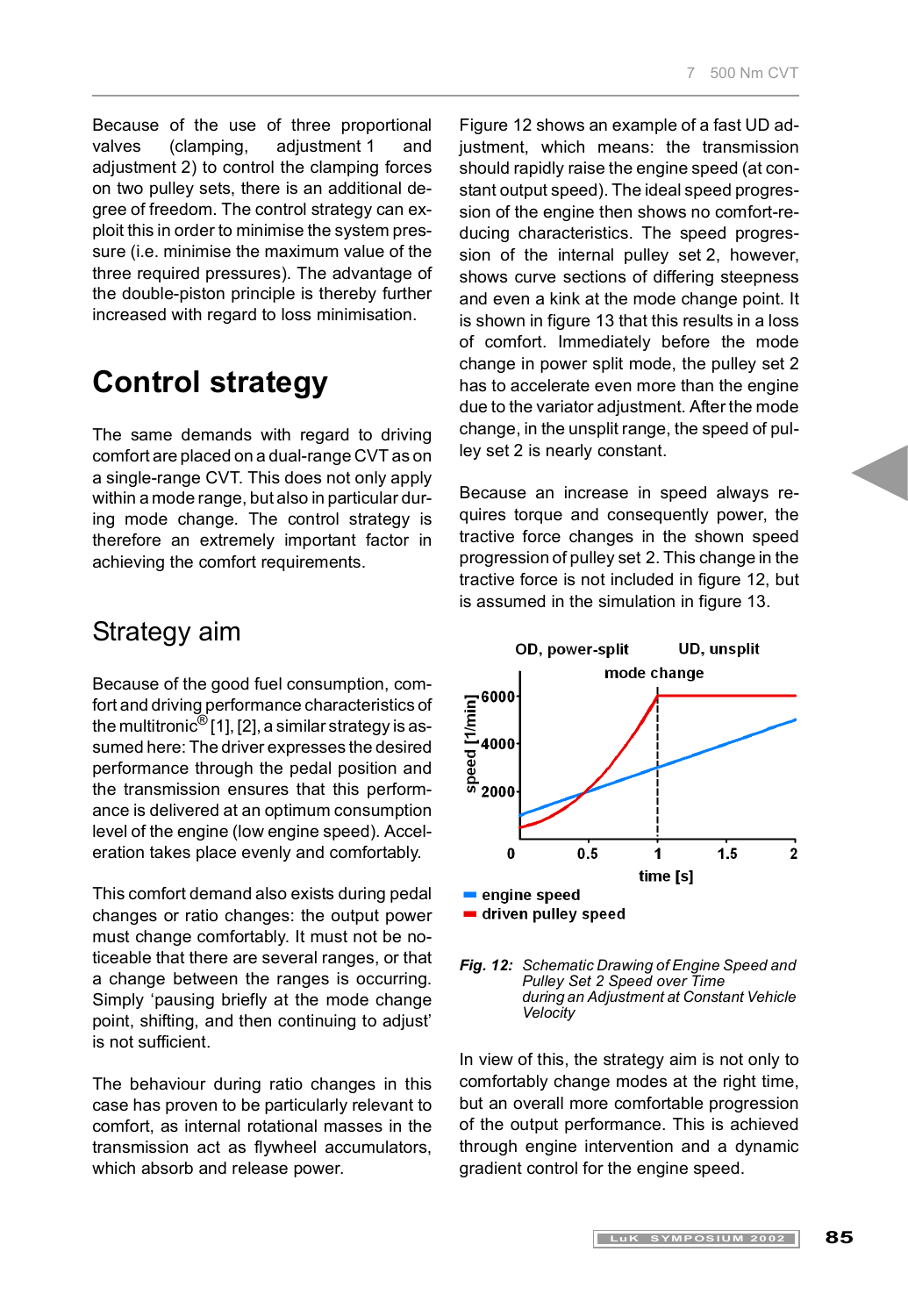Because of the use of three proportional valves (clamping, adjustment 1 and adjustment 2) to control the clamping forces on two pulley sets, there is an additional degree of freedom. The control strategy can exploit this in order to minimise the system pressure (i.e. minimise the maximum value of the three required pressures). The advantage of the double-piston principle is thereby further increased with regard to loss minimisation.

# Control strategy

The same demands with regard to driving comfort are placed on a dual-range CVT as on a single-range CVT. This does not only apply within a mode range, but also in particular during mode change. The control strategy is therefore an extremely important factor in achieving the comfort requirements.

## Strategy aim

Because of the good fuel consumption, comfort and driving performance characteristics of the multitronic® [1], [2], a similar strategy is assumed here: The driver expresses the desired performance through the pedal position and the transmission ensures that this performance is delivered at an optimum consumption level of the engine (low engine speed). Acceleration takes place evenly and comfortably.

This comfort demand also exists during pedal changes or ratio changes: the output power must change comfortably. It must not be noticeable that there are several ranges, or that a change between the ranges is occurring. Simply ‘pausing briefly at the mode change point, shifting, and then continuing to adjust’ is not sufficient.

The behaviour during ratio changes in this case has proven to be particularly relevant to comfort, as internal rotational masses in the transmission act as flywheel accumulators, which absorb and release power.

Figure 12 shows an example of a fast UD adjustment, which means: the transmission should rapidly raise the engine speed (at constant output speed). The ideal speed progression of the engine then shows no comfort-reducing characteristics. The speed progression of the internal pulley set 2, however, shows curve sections of differing steepness and even a kink at the mode change point. It is shown in figure 13 that this results in a loss of comfort. Immediately before the mode change in power split mode, the pulley set 2 has to accelerate even more than the engine due to the variator adjustment. After the mode change, in the unsplit range, the speed of pulley set 2 is nearly constant.

Because an increase in speed always requires torque and consequently power, the tractive force changes in the shown speed progression of pulley set 2. This change in the tractive force is not included in figure 12, but is assumed in the simulation in figure 13.

*Fig. 12: Schematic Drawing of Engine Speed and Pulley Set 2 Speed over Time during an Adjustment at Constant Vehicle Velocity*

In view of this, the strategy aim is not only to comfortably change modes at the right time, but an overall more comfortable progression of the output performance. This is achieved through engine intervention and a dynamic gradient control for the engine speed.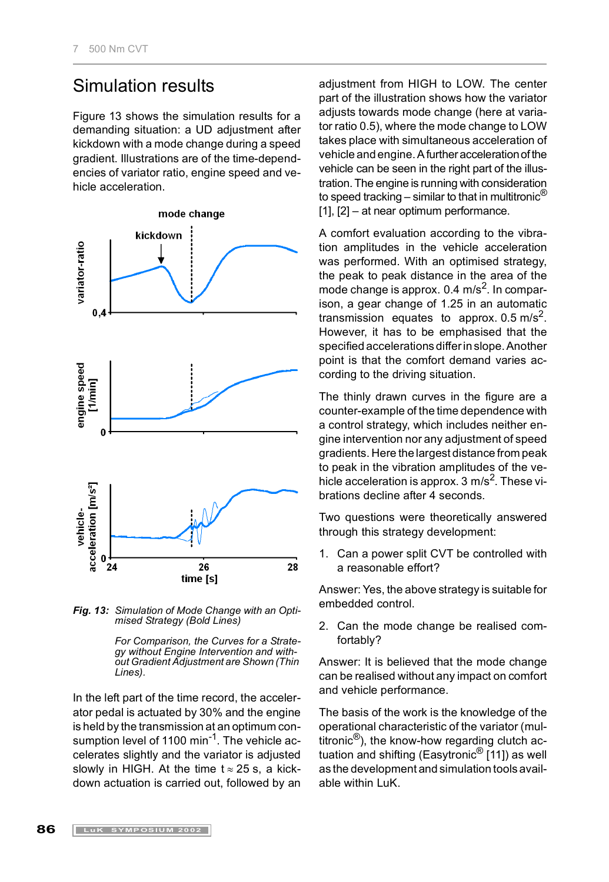## Simulation results

Figure 13 shows the simulation results for a demanding situation: a UD adjustment after kickdown with a mode change during a speed gradient. Illustrations are of the time-dependencies of variator ratio, engine speed and vehicle acceleration.

*Fig. 13: Simulation of Mode Change with an Optimised Strategy (Bold Lines)*

*For Comparison, the Curves for a Strategy without Engine Intervention and without Gradient Adjustment are Shown (Thin Lines).*

In the left part of the time record, the accelerator pedal is actuated by 30% and the engine is held by the transmission at an optimum consumption level of 1100 $min^{-1}$. The vehicle accelerates slightly and the variator is adjusted slowly in HIGH. At the time $t \approx 25$ s, a kickdown actuation is carried out, followed by an adjustment from HIGH to LOW. The center part of the illustration shows how the variator adjusts towards mode change (here at variator ratio 0.5), where the mode change to LOW takes place with simultaneous acceleration of vehicle and engine. A further acceleration of the vehicle can be seen in the right part of the illustration. The engine is running with consideration to speed tracking – similar to that in multitronic® [1], [2] – at near optimum performance.

A comfort evaluation according to the vibration amplitudes in the vehicle acceleration was performed. With an optimised strategy, the peak to peak distance in the area of the mode change is approx. 0.4 $m/s^2$. In comparison, a gear change of 1.25 in an automatic transmission equates to approx. 0.5 $m/s^2$. However, it has to be emphasised that the specified accelerations differ in slope. Another point is that the comfort demand varies according to the driving situation.

The thinly drawn curves in the figure are a counter-example of the time dependence with a control strategy, which includes neither engine intervention nor any adjustment of speed gradients. Here the largest distance from peak to peak in the vibration amplitudes of the vehicle acceleration is approx. 3 $m/s^2$. These vibrations decline after 4 seconds.

Two questions were theoretically answered through this strategy development:

1. Can a power split CVT be controlled with a reasonable effort?

Answer: Yes, the above strategy is suitable for embedded control.

2. Can the mode change be realised comfortably?

Answer: It is believed that the mode change can be realised without any impact on comfort and vehicle performance.

The basis of the work is the knowledge of the operational characteristic of the variator (multitronic®), the know-how regarding clutch actuation and shifting (Easytronic® [11]) as well as the development and simulation tools available within LuK.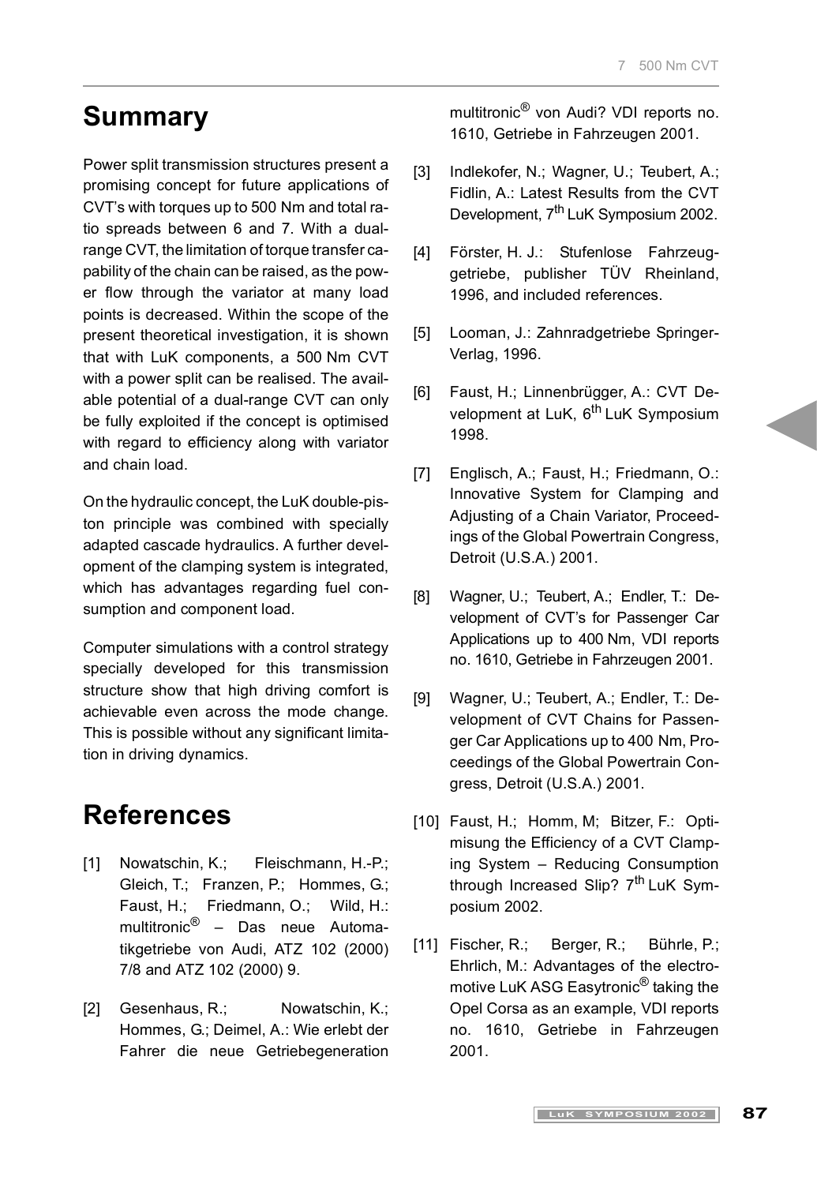## Summary

Power split transmission structures present a promising concept for future applications of CVT's with torques up to 500 Nm and total ratio spreads between 6 and 7. With a dual-range CVT, the limitation of torque transfer capability of the chain can be raised, as the power flow through the variator at many load points is decreased. Within the scope of the present theoretical investigation, it is shown that with LuK components, a 500 Nm CVT with a power split can be realised. The available potential of a dual-range CVT can only be fully exploited if the concept is optimised with regard to efficiency along with variator and chain load.

On the hydraulic concept, the LuK double-piston principle was combined with specially adapted cascade hydraulics. A further development of the clamping system is integrated, which has advantages regarding fuel consumption and component load.

Computer simulations with a control strategy specially developed for this transmission structure show that high driving comfort is achievable even across the mode change. This is possible without any significant limitation in driving dynamics.

## References

[1] Nowatschin, K.; Fleischmann, H.-P.; Gleich, T.; Franzen, P.; Hommes, G.; Faust, H.; Friedmann, O.; Wild, H.: multitronic® – Das neue Automatikgetriebe von Audi, ATZ 102 (2000) 7/8 and ATZ 102 (2000) 9.

[2] Gesenhaus, R.; Nowatschin, K.; Hommes, G.; Deimel, A.: Wie erlebt der Fahrer die neue Getriebegeneration multitronic® von Audi? VDI reports no. 1610, Getriebe in Fahrzeugen 2001.

[3] Indlekofer, N.; Wagner, U.; Teubert, A.; Fidlin, A.: Latest Results from the CVT Development, 7th LuK Symposium 2002.

[4] Förster, H. J.: Stufenlose Fahrzeuggetriebe, publisher TÜV Rheinland, 1996, and included references.

[5] Looman, J.: Zahnradgetriebe Springer-Verlag, 1996.

[6] Faust, H.; Linnenbrügger, A.: CVT Development at LuK, 6th LuK Symposium 1998.

[7] Englisch, A.; Faust, H.; Friedmann, O.: Innovative System for Clamping and Adjusting of a Chain Variator, Proceedings of the Global Powertrain Congress, Detroit (U.S.A.) 2001.

[8] Wagner, U.; Teubert, A.; Endler, T.: Development of CVT's for Passenger Car Applications up to 400 Nm, VDI reports no. 1610, Getriebe in Fahrzeugen 2001.

[9] Wagner, U.; Teubert, A.; Endler, T.: Development of CVT Chains for Passenger Car Applications up to 400 Nm, Proceedings of the Global Powertrain Congress, Detroit (U.S.A.) 2001.

[10] Faust, H.; Homm, M; Bitzer, F.: Optimisung the Efficiency of a CVT Clamping System – Reducing Consumption through Increased Slip? 7th LuK Symposium 2002.

[11] Fischer, R.; Berger, R.; Bührle, P.; Ehrlich, M.: Advantages of the electromotive LuK ASG Easytronic® taking the Opel Corsa as an example, VDI reports no. 1610, Getriebe in Fahrzeugen 2001.